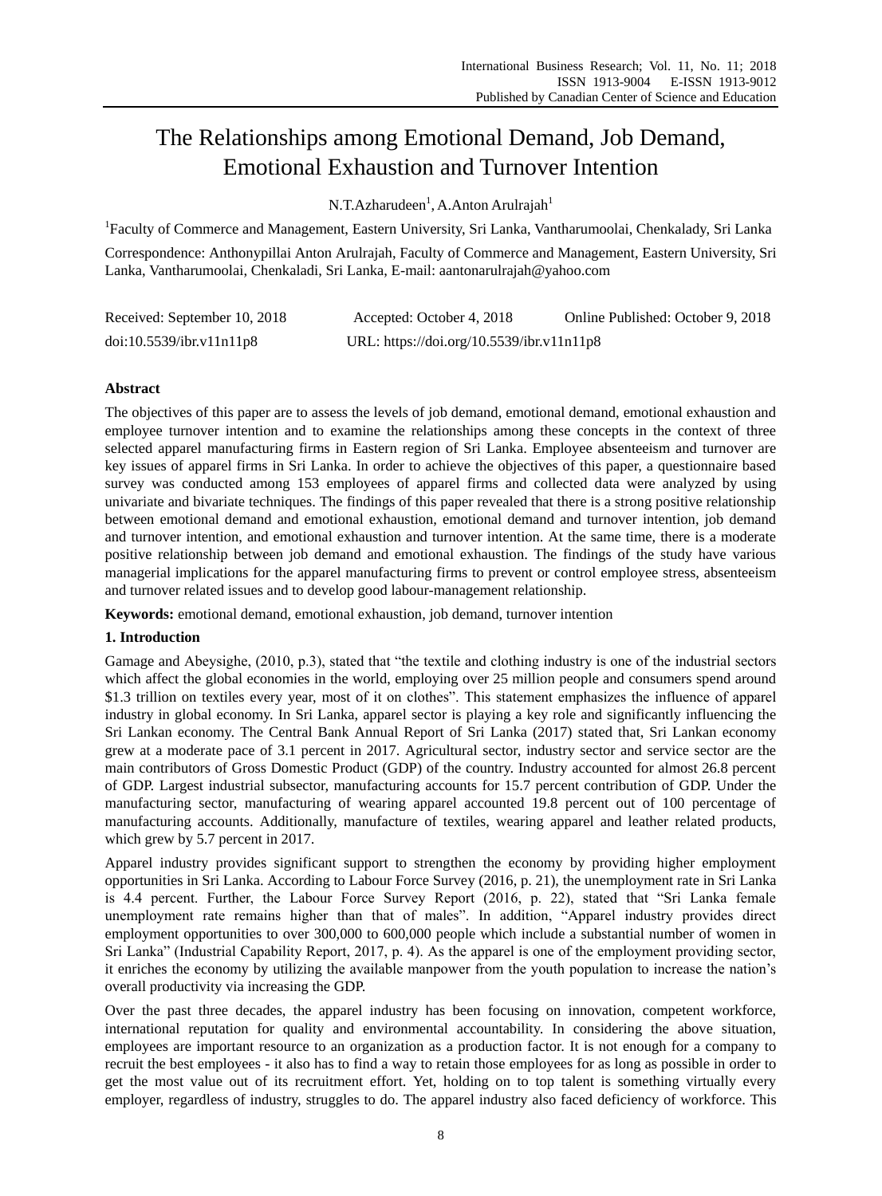# The Relationships among Emotional Demand, Job Demand, Emotional Exhaustion and Turnover Intention

N.T.Azharudeen[1], A.Anton Arulrajah[1]

[1]Faculty of Commerce and Management, Eastern University, Sri Lanka, Vantharumoolai, Chenkalady, Sri Lanka

Correspondence: Anthonypillai Anton Arulrajah, Faculty of Commerce and Management, Eastern University, Sri Lanka, Vantharumoolai, Chenkaladi, Sri Lanka, E-mail: aantonarulrajah@yahoo.com

Received: September 10, 2018 Accepted: October 4, 2018 Online Published: October 9, 2018

doi:10.5539/ibr.v11n11p8 URL: https://doi.org/10.5539/ibr.v11n11p8

## Abstract

The objectives of this paper are to assess the levels of job demand, emotional demand, emotional exhaustion and employee turnover intention and to examine the relationships among these concepts in the context of three selected apparel manufacturing firms in Eastern region of Sri Lanka. Employee absenteeism and turnover are key issues of apparel firms in Sri Lanka. In order to achieve the objectives of this paper, a questionnaire based survey was conducted among 153 employees of apparel firms and collected data were analyzed by using univariate and bivariate techniques. The findings of this paper revealed that there is a strong positive relationship between emotional demand and emotional exhaustion, emotional demand and turnover intention, job demand and turnover intention, and emotional exhaustion and turnover intention. At the same time, there is a moderate positive relationship between job demand and emotional exhaustion. The findings of the study have various managerial implications for the apparel manufacturing firms to prevent or control employee stress, absenteeism and turnover related issues and to develop good labour-management relationship.

**Keywords:** emotional demand, emotional exhaustion, job demand, turnover intention

## 1. Introduction

Gamage and Abeysighe, (2010, p.3), stated that "the textile and clothing industry is one of the industrial sectors which affect the global economies in the world, employing over 25 million people and consumers spend around $1.3 trillion on textiles every year, most of it on clothes". This statement emphasizes the influence of apparel industry in global economy. In Sri Lanka, apparel sector is playing a key role and significantly influencing the Sri Lankan economy. The Central Bank Annual Report of Sri Lanka (2017) stated that, Sri Lankan economy grew at a moderate pace of 3.1 percent in 2017. Agricultural sector, industry sector and service sector are the main contributors of Gross Domestic Product (GDP) of the country. Industry accounted for almost 26.8 percent of GDP. Largest industrial subsector, manufacturing accounts for 15.7 percent contribution of GDP. Under the manufacturing sector, manufacturing of wearing apparel accounted 19.8 percent out of 100 percentage of manufacturing accounts. Additionally, manufacture of textiles, wearing apparel and leather related products, which grew by 5.7 percent in 2017.

Apparel industry provides significant support to strengthen the economy by providing higher employment opportunities in Sri Lanka. According to Labour Force Survey (2016, p. 21), the unemployment rate in Sri Lanka is 4.4 percent. Further, the Labour Force Survey Report (2016, p. 22), stated that "Sri Lanka female unemployment rate remains higher than that of males". In addition, "Apparel industry provides direct employment opportunities to over 300,000 to 600,000 people which include a substantial number of women in Sri Lanka" (Industrial Capability Report, 2017, p. 4). As the apparel is one of the employment providing sector, it enriches the economy by utilizing the available manpower from the youth population to increase the nation's overall productivity via increasing the GDP.

Over the past three decades, the apparel industry has been focusing on innovation, competent workforce, international reputation for quality and environmental accountability. In considering the above situation, employees are important resource to an organization as a production factor. It is not enough for a company to recruit the best employees - it also has to find a way to retain those employees for as long as possible in order to get the most value out of its recruitment effort. Yet, holding on to top talent is something virtually every employer, regardless of industry, struggles to do. The apparel industry also faced deficiency of workforce. This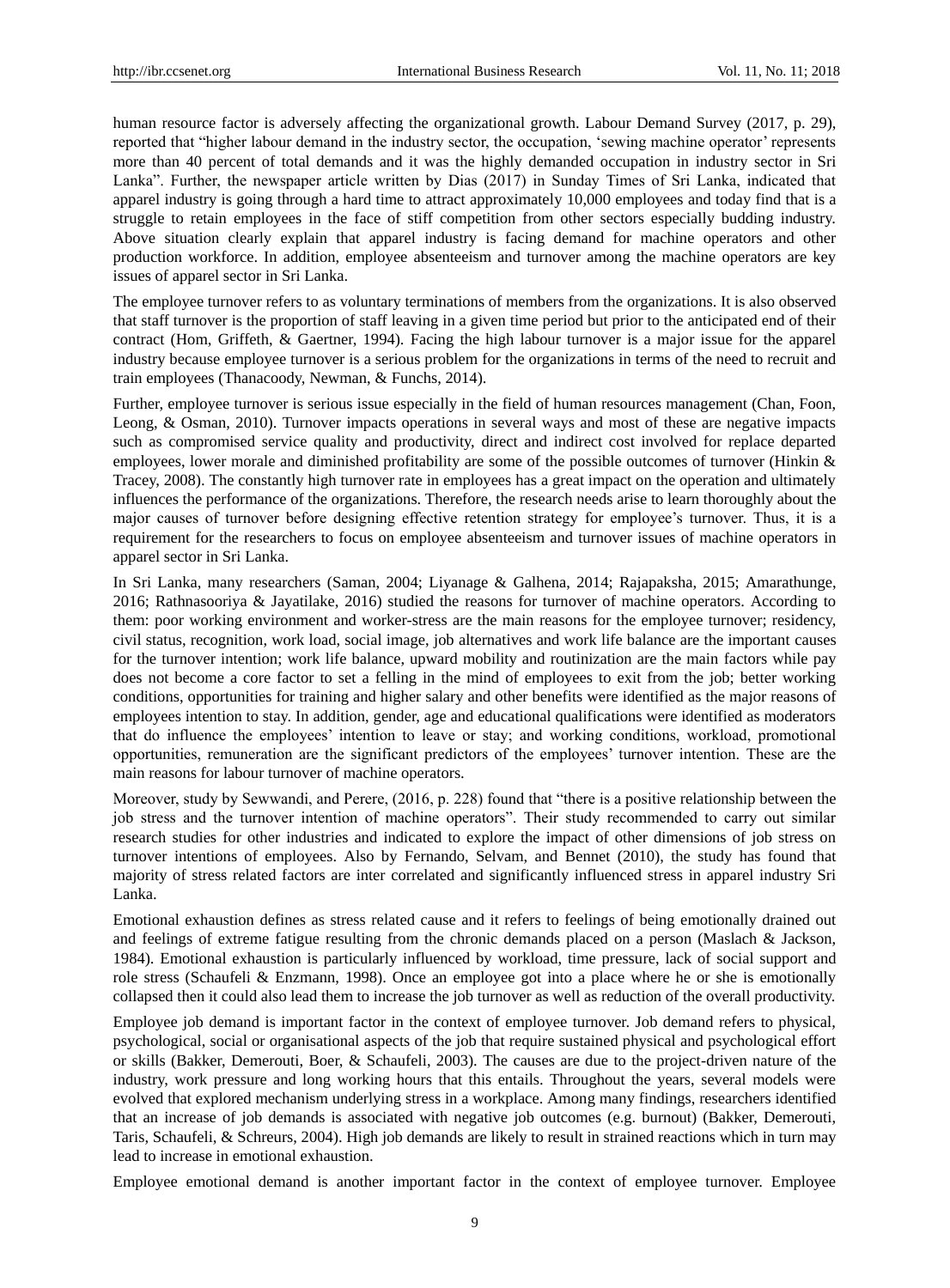human resource factor is adversely affecting the organizational growth. Labour Demand Survey (2017, p. 29), reported that "higher labour demand in the industry sector, the occupation, 'sewing machine operator' represents more than 40 percent of total demands and it was the highly demanded occupation in industry sector in Sri Lanka". Further, the newspaper article written by Dias (2017) in Sunday Times of Sri Lanka, indicated that apparel industry is going through a hard time to attract approximately 10,000 employees and today find that is a struggle to retain employees in the face of stiff competition from other sectors especially budding industry. Above situation clearly explain that apparel industry is facing demand for machine operators and other production workforce. In addition, employee absenteeism and turnover among the machine operators are key issues of apparel sector in Sri Lanka.

The employee turnover refers to as voluntary terminations of members from the organizations. It is also observed that staff turnover is the proportion of staff leaving in a given time period but prior to the anticipated end of their contract (Hom, Griffeth, & Gaertner, 1994). Facing the high labour turnover is a major issue for the apparel industry because employee turnover is a serious problem for the organizations in terms of the need to recruit and train employees (Thanacoody, Newman, & Funchs, 2014).

Further, employee turnover is serious issue especially in the field of human resources management (Chan, Foon, Leong, & Osman, 2010). Turnover impacts operations in several ways and most of these are negative impacts such as compromised service quality and productivity, direct and indirect cost involved for replace departed employees, lower morale and diminished profitability are some of the possible outcomes of turnover (Hinkin & Tracey, 2008). The constantly high turnover rate in employees has a great impact on the operation and ultimately influences the performance of the organizations. Therefore, the research needs arise to learn thoroughly about the major causes of turnover before designing effective retention strategy for employee's turnover. Thus, it is a requirement for the researchers to focus on employee absenteeism and turnover issues of machine operators in apparel sector in Sri Lanka.

In Sri Lanka, many researchers (Saman, 2004; Liyanage & Galhena, 2014; Rajapaksha, 2015; Amarathunge, 2016; Rathnasooriya & Jayatilake, 2016) studied the reasons for turnover of machine operators. According to them: poor working environment and worker-stress are the main reasons for the employee turnover; residency, civil status, recognition, work load, social image, job alternatives and work life balance are the important causes for the turnover intention; work life balance, upward mobility and routinization are the main factors while pay does not become a core factor to set a felling in the mind of employees to exit from the job; better working conditions, opportunities for training and higher salary and other benefits were identified as the major reasons of employees intention to stay. In addition, gender, age and educational qualifications were identified as moderators that do influence the employees' intention to leave or stay; and working conditions, workload, promotional opportunities, remuneration are the significant predictors of the employees' turnover intention. These are the main reasons for labour turnover of machine operators.

Moreover, study by Sewwandi, and Perere, (2016, p. 228) found that "there is a positive relationship between the job stress and the turnover intention of machine operators". Their study recommended to carry out similar research studies for other industries and indicated to explore the impact of other dimensions of job stress on turnover intentions of employees. Also by Fernando, Selvam, and Bennet (2010), the study has found that majority of stress related factors are inter correlated and significantly influenced stress in apparel industry Sri Lanka.

Emotional exhaustion defines as stress related cause and it refers to feelings of being emotionally drained out and feelings of extreme fatigue resulting from the chronic demands placed on a person (Maslach & Jackson, 1984). Emotional exhaustion is particularly influenced by workload, time pressure, lack of social support and role stress (Schaufeli & Enzmann, 1998). Once an employee got into a place where he or she is emotionally collapsed then it could also lead them to increase the job turnover as well as reduction of the overall productivity.

Employee job demand is important factor in the context of employee turnover. Job demand refers to physical, psychological, social or organisational aspects of the job that require sustained physical and psychological effort or skills (Bakker, Demerouti, Boer, & Schaufeli, 2003). The causes are due to the project-driven nature of the industry, work pressure and long working hours that this entails. Throughout the years, several models were evolved that explored mechanism underlying stress in a workplace. Among many findings, researchers identified that an increase of job demands is associated with negative job outcomes (e.g. burnout) (Bakker, Demerouti, Taris, Schaufeli, & Schreurs, 2004). High job demands are likely to result in strained reactions which in turn may lead to increase in emotional exhaustion.

Employee emotional demand is another important factor in the context of employee turnover. Employee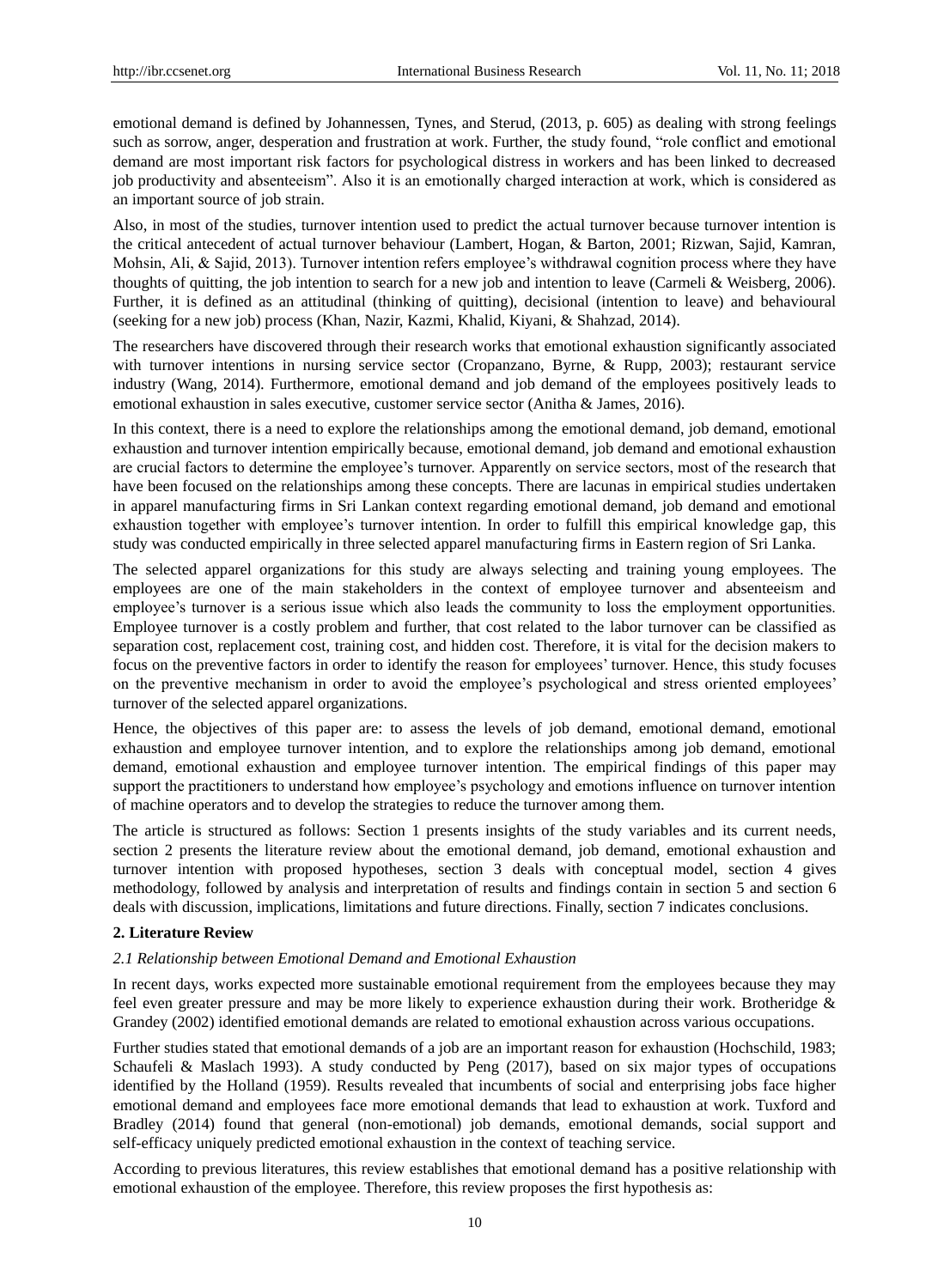emotional demand is defined by Johannessen, Tynes, and Sterud, (2013, p. 605) as dealing with strong feelings such as sorrow, anger, desperation and frustration at work. Further, the study found, "role conflict and emotional demand are most important risk factors for psychological distress in workers and has been linked to decreased job productivity and absenteeism". Also it is an emotionally charged interaction at work, which is considered as an important source of job strain.

Also, in most of the studies, turnover intention used to predict the actual turnover because turnover intention is the critical antecedent of actual turnover behaviour (Lambert, Hogan, & Barton, 2001; Rizwan, Sajid, Kamran, Mohsin, Ali, & Sajid, 2013). Turnover intention refers employee's withdrawal cognition process where they have thoughts of quitting, the job intention to search for a new job and intention to leave (Carmeli & Weisberg, 2006). Further, it is defined as an attitudinal (thinking of quitting), decisional (intention to leave) and behavioural (seeking for a new job) process (Khan, Nazir, Kazmi, Khalid, Kiyani, & Shahzad, 2014).

The researchers have discovered through their research works that emotional exhaustion significantly associated with turnover intentions in nursing service sector (Cropanzano, Byrne, & Rupp, 2003); restaurant service industry (Wang, 2014). Furthermore, emotional demand and job demand of the employees positively leads to emotional exhaustion in sales executive, customer service sector (Anitha & James, 2016).

In this context, there is a need to explore the relationships among the emotional demand, job demand, emotional exhaustion and turnover intention empirically because, emotional demand, job demand and emotional exhaustion are crucial factors to determine the employee's turnover. Apparently on service sectors, most of the research that have been focused on the relationships among these concepts. There are lacunas in empirical studies undertaken in apparel manufacturing firms in Sri Lankan context regarding emotional demand, job demand and emotional exhaustion together with employee's turnover intention. In order to fulfill this empirical knowledge gap, this study was conducted empirically in three selected apparel manufacturing firms in Eastern region of Sri Lanka.

The selected apparel organizations for this study are always selecting and training young employees. The employees are one of the main stakeholders in the context of employee turnover and absenteeism and employee's turnover is a serious issue which also leads the community to loss the employment opportunities. Employee turnover is a costly problem and further, that cost related to the labor turnover can be classified as separation cost, replacement cost, training cost, and hidden cost. Therefore, it is vital for the decision makers to focus on the preventive factors in order to identify the reason for employees' turnover. Hence, this study focuses on the preventive mechanism in order to avoid the employee's psychological and stress oriented employees' turnover of the selected apparel organizations.

Hence, the objectives of this paper are: to assess the levels of job demand, emotional demand, emotional exhaustion and employee turnover intention, and to explore the relationships among job demand, emotional demand, emotional exhaustion and employee turnover intention. The empirical findings of this paper may support the practitioners to understand how employee's psychology and emotions influence on turnover intention of machine operators and to develop the strategies to reduce the turnover among them.

The article is structured as follows: Section 1 presents insights of the study variables and its current needs, section 2 presents the literature review about the emotional demand, job demand, emotional exhaustion and turnover intention with proposed hypotheses, section 3 deals with conceptual model, section 4 gives methodology, followed by analysis and interpretation of results and findings contain in section 5 and section 6 deals with discussion, implications, limitations and future directions. Finally, section 7 indicates conclusions.

## 2. Literature Review

### *2.1 Relationship between Emotional Demand and Emotional Exhaustion*

In recent days, works expected more sustainable emotional requirement from the employees because they may feel even greater pressure and may be more likely to experience exhaustion during their work. Brotheridge & Grandey (2002) identified emotional demands are related to emotional exhaustion across various occupations.

Further studies stated that emotional demands of a job are an important reason for exhaustion (Hochschild, 1983; Schaufeli & Maslach 1993). A study conducted by Peng (2017), based on six major types of occupations identified by the Holland (1959). Results revealed that incumbents of social and enterprising jobs face higher emotional demand and employees face more emotional demands that lead to exhaustion at work. Tuxford and Bradley (2014) found that general (non-emotional) job demands, emotional demands, social support and self-efficacy uniquely predicted emotional exhaustion in the context of teaching service.

According to previous literatures, this review establishes that emotional demand has a positive relationship with emotional exhaustion of the employee. Therefore, this review proposes the first hypothesis as: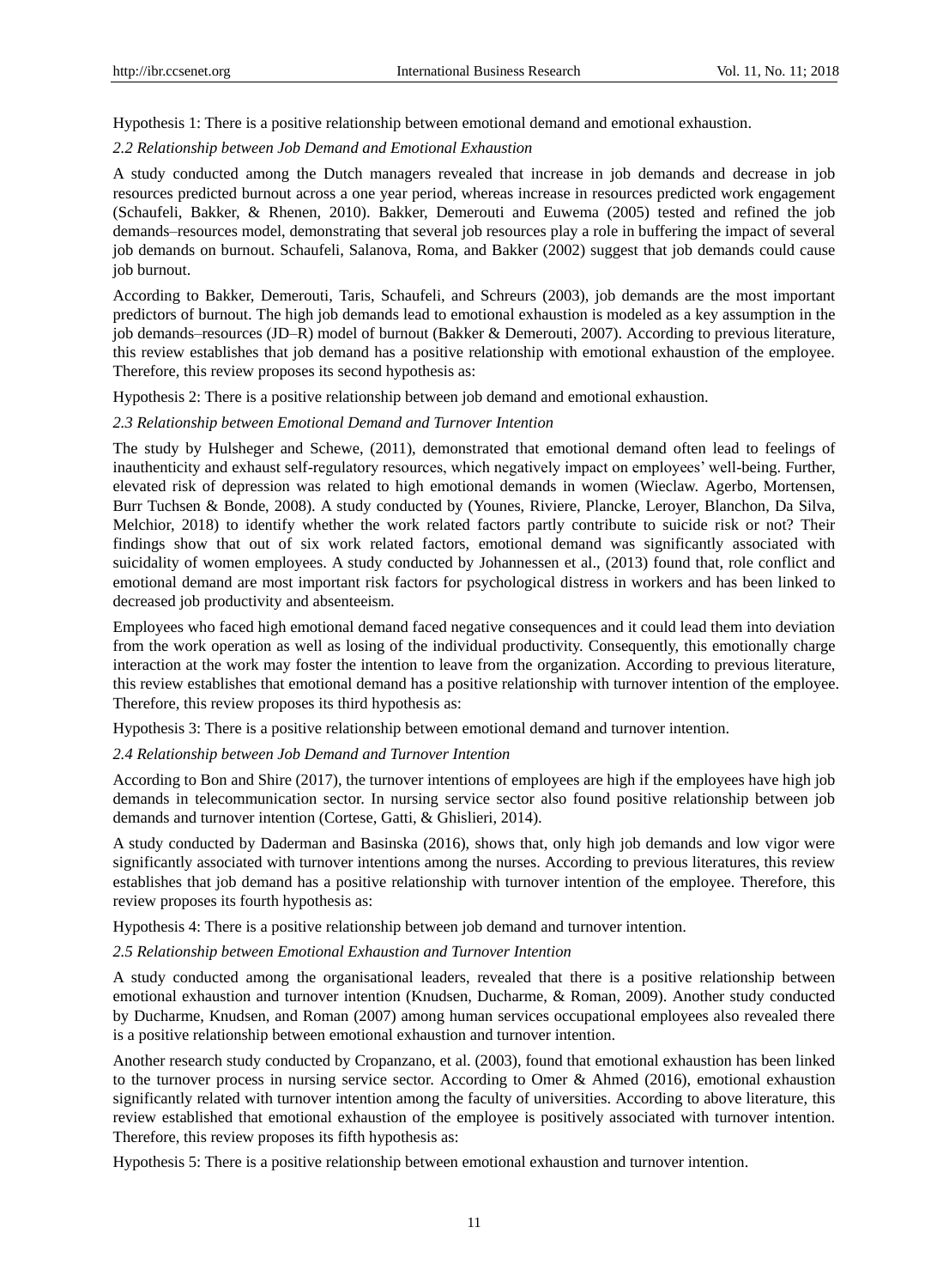Hypothesis 1: There is a positive relationship between emotional demand and emotional exhaustion.

### *2.2 Relationship between Job Demand and Emotional Exhaustion*

A study conducted among the Dutch managers revealed that increase in job demands and decrease in job resources predicted burnout across a one year period, whereas increase in resources predicted work engagement (Schaufeli, Bakker, & Rhenen, 2010). Bakker, Demerouti and Euwema (2005) tested and refined the job demands–resources model, demonstrating that several job resources play a role in buffering the impact of several job demands on burnout. Schaufeli, Salanova, Roma, and Bakker (2002) suggest that job demands could cause job burnout.

According to Bakker, Demerouti, Taris, Schaufeli, and Schreurs (2003), job demands are the most important predictors of burnout. The high job demands lead to emotional exhaustion is modeled as a key assumption in the job demands–resources (JD–R) model of burnout (Bakker & Demerouti, 2007). According to previous literature, this review establishes that job demand has a positive relationship with emotional exhaustion of the employee. Therefore, this review proposes its second hypothesis as:

Hypothesis 2: There is a positive relationship between job demand and emotional exhaustion.

### *2.3 Relationship between Emotional Demand and Turnover Intention*

The study by Hulsheger and Schewe, (2011), demonstrated that emotional demand often lead to feelings of inauthenticity and exhaust self-regulatory resources, which negatively impact on employees' well-being. Further, elevated risk of depression was related to high emotional demands in women (Wieclaw. Agerbo, Mortensen, Burr Tuchsen & Bonde, 2008). A study conducted by (Younes, Riviere, Plancke, Leroyer, Blanchon, Da Silva, Melchior, 2018) to identify whether the work related factors partly contribute to suicide risk or not? Their findings show that out of six work related factors, emotional demand was significantly associated with suicidality of women employees. A study conducted by Johannessen et al., (2013) found that, role conflict and emotional demand are most important risk factors for psychological distress in workers and has been linked to decreased job productivity and absenteeism.

Employees who faced high emotional demand faced negative consequences and it could lead them into deviation from the work operation as well as losing of the individual productivity. Consequently, this emotionally charge interaction at the work may foster the intention to leave from the organization. According to previous literature, this review establishes that emotional demand has a positive relationship with turnover intention of the employee. Therefore, this review proposes its third hypothesis as:

Hypothesis 3: There is a positive relationship between emotional demand and turnover intention.

### *2.4 Relationship between Job Demand and Turnover Intention*

According to Bon and Shire (2017), the turnover intentions of employees are high if the employees have high job demands in telecommunication sector. In nursing service sector also found positive relationship between job demands and turnover intention (Cortese, Gatti, & Ghislieri, 2014).

A study conducted by Daderman and Basinska (2016), shows that, only high job demands and low vigor were significantly associated with turnover intentions among the nurses. According to previous literatures, this review establishes that job demand has a positive relationship with turnover intention of the employee. Therefore, this review proposes its fourth hypothesis as:

Hypothesis 4: There is a positive relationship between job demand and turnover intention.

### *2.5 Relationship between Emotional Exhaustion and Turnover Intention*

A study conducted among the organisational leaders, revealed that there is a positive relationship between emotional exhaustion and turnover intention (Knudsen, Ducharme, & Roman, 2009). Another study conducted by Ducharme, Knudsen, and Roman (2007) among human services occupational employees also revealed there is a positive relationship between emotional exhaustion and turnover intention.

Another research study conducted by Cropanzano, et al. (2003), found that emotional exhaustion has been linked to the turnover process in nursing service sector. According to Omer & Ahmed (2016), emotional exhaustion significantly related with turnover intention among the faculty of universities. According to above literature, this review established that emotional exhaustion of the employee is positively associated with turnover intention. Therefore, this review proposes its fifth hypothesis as:

Hypothesis 5: There is a positive relationship between emotional exhaustion and turnover intention.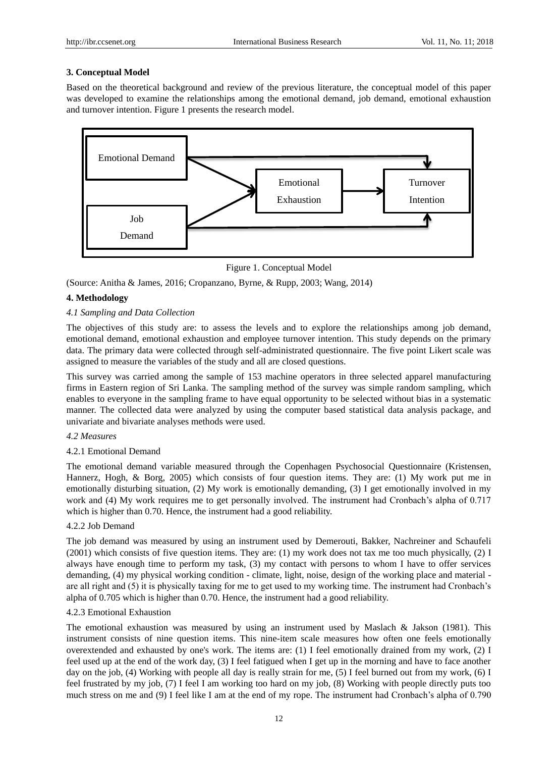## 3. Conceptual Model

Based on the theoretical background and review of the previous literature, the conceptual model of this paper was developed to examine the relationships among the emotional demand, job demand, emotional exhaustion and turnover intention. Figure 1 presents the research model.

Figure 1. Conceptual Model

(Source: Anitha & James, 2016; Cropanzano, Byrne, & Rupp, 2003; Wang, 2014)

## 4. Methodology

### *4.1 Sampling and Data Collection*

The objectives of this study are: to assess the levels and to explore the relationships among job demand, emotional demand, emotional exhaustion and employee turnover intention. This study depends on the primary data. The primary data were collected through self-administrated questionnaire. The five point Likert scale was assigned to measure the variables of the study and all are closed questions.

This survey was carried among the sample of 153 machine operators in three selected apparel manufacturing firms in Eastern region of Sri Lanka. The sampling method of the survey was simple random sampling, which enables to everyone in the sampling frame to have equal opportunity to be selected without bias in a systematic manner. The collected data were analyzed by using the computer based statistical data analysis package, and univariate and bivariate analyses methods were used.

### *4.2 Measures*

#### 4.2.1 Emotional Demand

The emotional demand variable measured through the Copenhagen Psychosocial Questionnaire (Kristensen, Hannerz, Hogh, & Borg, 2005) which consists of four question items. They are: (1) My work put me in emotionally disturbing situation, (2) My work is emotionally demanding, (3) I get emotionally involved in my work and (4) My work requires me to get personally involved. The instrument had Cronbach's alpha of 0.717 which is higher than 0.70. Hence, the instrument had a good reliability.

#### 4.2.2 Job Demand

The job demand was measured by using an instrument used by Demerouti, Bakker, Nachreiner and Schaufeli (2001) which consists of five question items. They are: (1) my work does not tax me too much physically, (2) I always have enough time to perform my task, (3) my contact with persons to whom I have to offer services demanding, (4) my physical working condition - climate, light, noise, design of the working place and material - are all right and (5) it is physically taxing for me to get used to my working time. The instrument had Cronbach's alpha of 0.705 which is higher than 0.70. Hence, the instrument had a good reliability.

#### 4.2.3 Emotional Exhaustion

The emotional exhaustion was measured by using an instrument used by Maslach & Jakson (1981). This instrument consists of nine question items. This nine-item scale measures how often one feels emotionally overextended and exhausted by one's work. The items are: (1) I feel emotionally drained from my work, (2) I feel used up at the end of the work day, (3) I feel fatigued when I get up in the morning and have to face another day on the job, (4) Working with people all day is really strain for me, (5) I feel burned out from my work, (6) I feel frustrated by my job, (7) I feel I am working too hard on my job, (8) Working with people directly puts too much stress on me and (9) I feel like I am at the end of my rope. The instrument had Cronbach's alpha of 0.790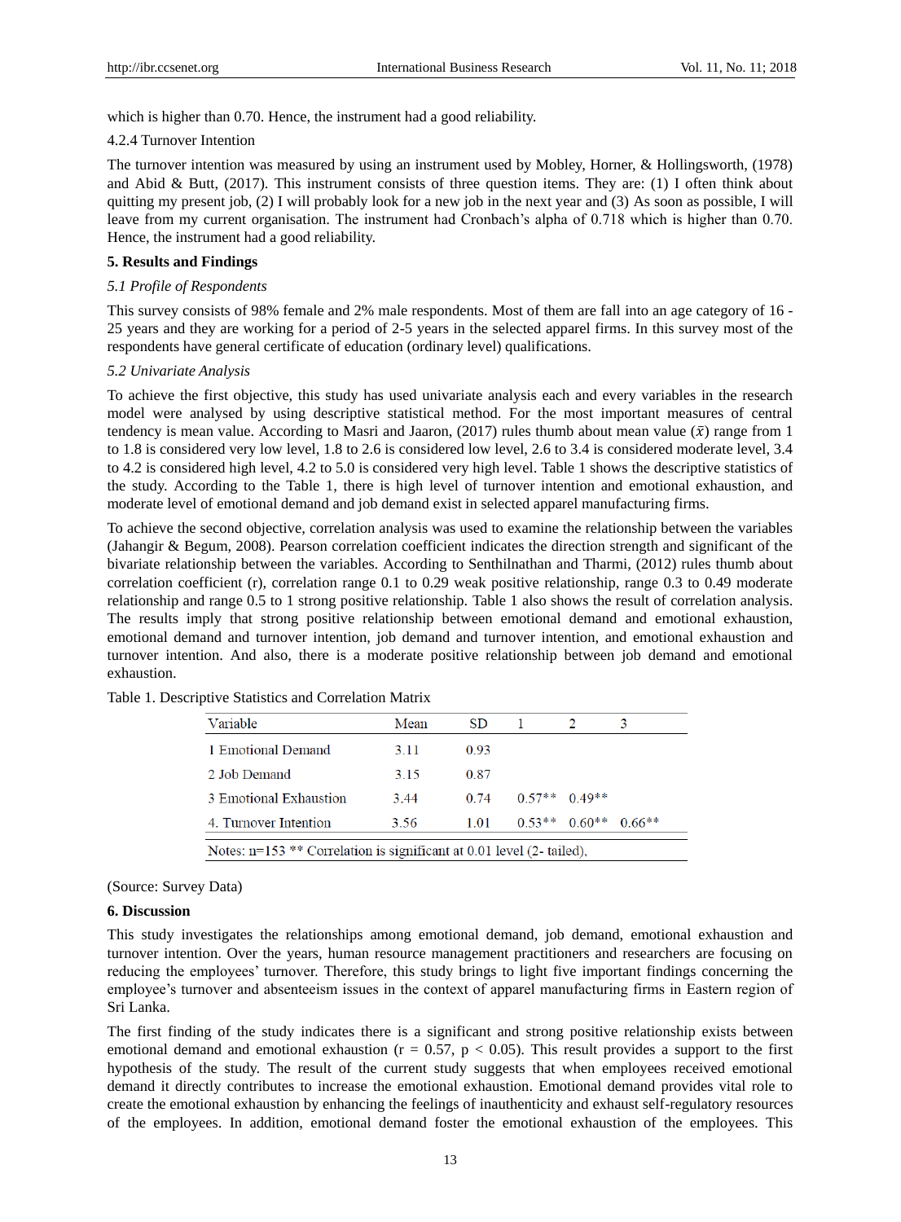which is higher than 0.70. Hence, the instrument had a good reliability.

4.2.4 Turnover Intention

The turnover intention was measured by using an instrument used by Mobley, Horner, & Hollingsworth, (1978) and Abid & Butt, (2017). This instrument consists of three question items. They are: (1) I often think about quitting my present job, (2) I will probably look for a new job in the next year and (3) As soon as possible, I will leave from my current organisation. The instrument had Cronbach's alpha of 0.718 which is higher than 0.70. Hence, the instrument had a good reliability.

## 5. Results and Findings

### *5.1 Profile of Respondents*

This survey consists of 98% female and 2% male respondents. Most of them are fall into an age category of 16 - 25 years and they are working for a period of 2-5 years in the selected apparel firms. In this survey most of the respondents have general certificate of education (ordinary level) qualifications.

### *5.2 Univariate Analysis*

To achieve the first objective, this study has used univariate analysis each and every variables in the research model were analysed by using descriptive statistical method. For the most important measures of central tendency is mean value. According to Masri and Jaaron, (2017) rules thumb about mean value ($\bar{x}$) range from 1 to 1.8 is considered very low level, 1.8 to 2.6 is considered low level, 2.6 to 3.4 is considered moderate level, 3.4 to 4.2 is considered high level, 4.2 to 5.0 is considered very high level. Table 1 shows the descriptive statistics of the study. According to the Table 1, there is high level of turnover intention and emotional exhaustion, and moderate level of emotional demand and job demand exist in selected apparel manufacturing firms.

To achieve the second objective, correlation analysis was used to examine the relationship between the variables (Jahangir & Begum, 2008). Pearson correlation coefficient indicates the direction strength and significant of the bivariate relationship between the variables. According to Senthilnathan and Tharmi, (2012) rules thumb about correlation coefficient (r), correlation range 0.1 to 0.29 weak positive relationship, range 0.3 to 0.49 moderate relationship and range 0.5 to 1 strong positive relationship. Table 1 also shows the result of correlation analysis. The results imply that strong positive relationship between emotional demand and emotional exhaustion, emotional demand and turnover intention, job demand and turnover intention, and emotional exhaustion and turnover intention. And also, there is a moderate positive relationship between job demand and emotional exhaustion.

Table 1. Descriptive Statistics and Correlation Matrix

| Variable | Mean | SD | 1 | 2 | 3 |
|---|---|---|---|---|---|
| 1 Emotional Demand | 3.11 | 0.93 | | | |
| 2 Job Demand | 3.15 | 0.87 | | | |
| 3 Emotional Exhaustion | 3.44 | 0.74 | 0.57** | 0.49** | |
| 4. Turnover Intention | 3.56 | 1.01 | 0.53** | 0.60** | 0.66** |

Notes: n=153 ** Correlation is significant at 0.01 level (2- tailed),

(Source: Survey Data)

## 6. Discussion

This study investigates the relationships among emotional demand, job demand, emotional exhaustion and turnover intention. Over the years, human resource management practitioners and researchers are focusing on reducing the employees' turnover. Therefore, this study brings to light five important findings concerning the employee's turnover and absenteeism issues in the context of apparel manufacturing firms in Eastern region of Sri Lanka.

The first finding of the study indicates there is a significant and strong positive relationship exists between emotional demand and emotional exhaustion ($r = 0.57$, $p < 0.05$). This result provides a support to the first hypothesis of the study. The result of the current study suggests that when employees received emotional demand it directly contributes to increase the emotional exhaustion. Emotional demand provides vital role to create the emotional exhaustion by enhancing the feelings of inauthenticity and exhaust self-regulatory resources of the employees. In addition, emotional demand foster the emotional exhaustion of the employees. This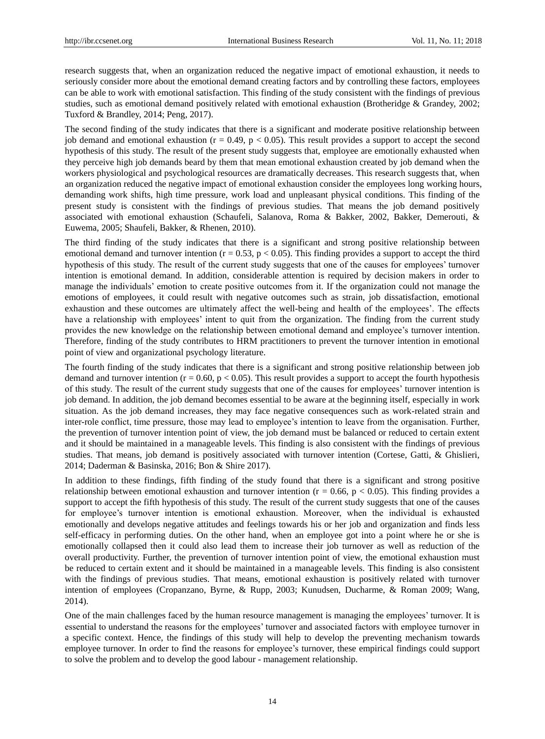research suggests that, when an organization reduced the negative impact of emotional exhaustion, it needs to seriously consider more about the emotional demand creating factors and by controlling these factors, employees can be able to work with emotional satisfaction. This finding of the study consistent with the findings of previous studies, such as emotional demand positively related with emotional exhaustion (Brotheridge & Grandey, 2002; Tuxford & Brandley, 2014; Peng, 2017).

The second finding of the study indicates that there is a significant and moderate positive relationship between job demand and emotional exhaustion ($r = 0.49$, $p < 0.05$). This result provides a support to accept the second hypothesis of this study. The result of the present study suggests that, employee are emotionally exhausted when they perceive high job demands beard by them that mean emotional exhaustion created by job demand when the workers physiological and psychological resources are dramatically decreases. This research suggests that, when an organization reduced the negative impact of emotional exhaustion consider the employees long working hours, demanding work shifts, high time pressure, work load and unpleasant physical conditions. This finding of the present study is consistent with the findings of previous studies. That means the job demand positively associated with emotional exhaustion (Schaufeli, Salanova, Roma & Bakker, 2002, Bakker, Demerouti, & Euwema, 2005; Shaufeli, Bakker, & Rhenen, 2010).

The third finding of the study indicates that there is a significant and strong positive relationship between emotional demand and turnover intention ($r = 0.53$, $p < 0.05$). This finding provides a support to accept the third hypothesis of this study. The result of the current study suggests that one of the causes for employees' turnover intention is emotional demand. In addition, considerable attention is required by decision makers in order to manage the individuals' emotion to create positive outcomes from it. If the organization could not manage the emotions of employees, it could result with negative outcomes such as strain, job dissatisfaction, emotional exhaustion and these outcomes are ultimately affect the well-being and health of the employees'. The effects have a relationship with employees' intent to quit from the organization. The finding from the current study provides the new knowledge on the relationship between emotional demand and employee's turnover intention. Therefore, finding of the study contributes to HRM practitioners to prevent the turnover intention in emotional point of view and organizational psychology literature.

The fourth finding of the study indicates that there is a significant and strong positive relationship between job demand and turnover intention ($r = 0.60$, $p < 0.05$). This result provides a support to accept the fourth hypothesis of this study. The result of the current study suggests that one of the causes for employees' turnover intention is job demand. In addition, the job demand becomes essential to be aware at the beginning itself, especially in work situation. As the job demand increases, they may face negative consequences such as work-related strain and inter-role conflict, time pressure, those may lead to employee's intention to leave from the organisation. Further, the prevention of turnover intention point of view, the job demand must be balanced or reduced to certain extent and it should be maintained in a manageable levels. This finding is also consistent with the findings of previous studies. That means, job demand is positively associated with turnover intention (Cortese, Gatti, & Ghislieri, 2014; Daderman & Basinska, 2016; Bon & Shire 2017).

In addition to these findings, fifth finding of the study found that there is a significant and strong positive relationship between emotional exhaustion and turnover intention ($r = 0.66$, $p < 0.05$). This finding provides a support to accept the fifth hypothesis of this study. The result of the current study suggests that one of the causes for employee's turnover intention is emotional exhaustion. Moreover, when the individual is exhausted emotionally and develops negative attitudes and feelings towards his or her job and organization and finds less self-efficacy in performing duties. On the other hand, when an employee got into a point where he or she is emotionally collapsed then it could also lead them to increase their job turnover as well as reduction of the overall productivity. Further, the prevention of turnover intention point of view, the emotional exhaustion must be reduced to certain extent and it should be maintained in a manageable levels. This finding is also consistent with the findings of previous studies. That means, emotional exhaustion is positively related with turnover intention of employees (Cropanzano, Byrne, & Rupp, 2003; Kunudsen, Ducharme, & Roman 2009; Wang, 2014).

One of the main challenges faced by the human resource management is managing the employees' turnover. It is essential to understand the reasons for the employees' turnover and associated factors with employee turnover in a specific context. Hence, the findings of this study will help to develop the preventing mechanism towards employee turnover. In order to find the reasons for employee's turnover, these empirical findings could support to solve the problem and to develop the good labour - management relationship.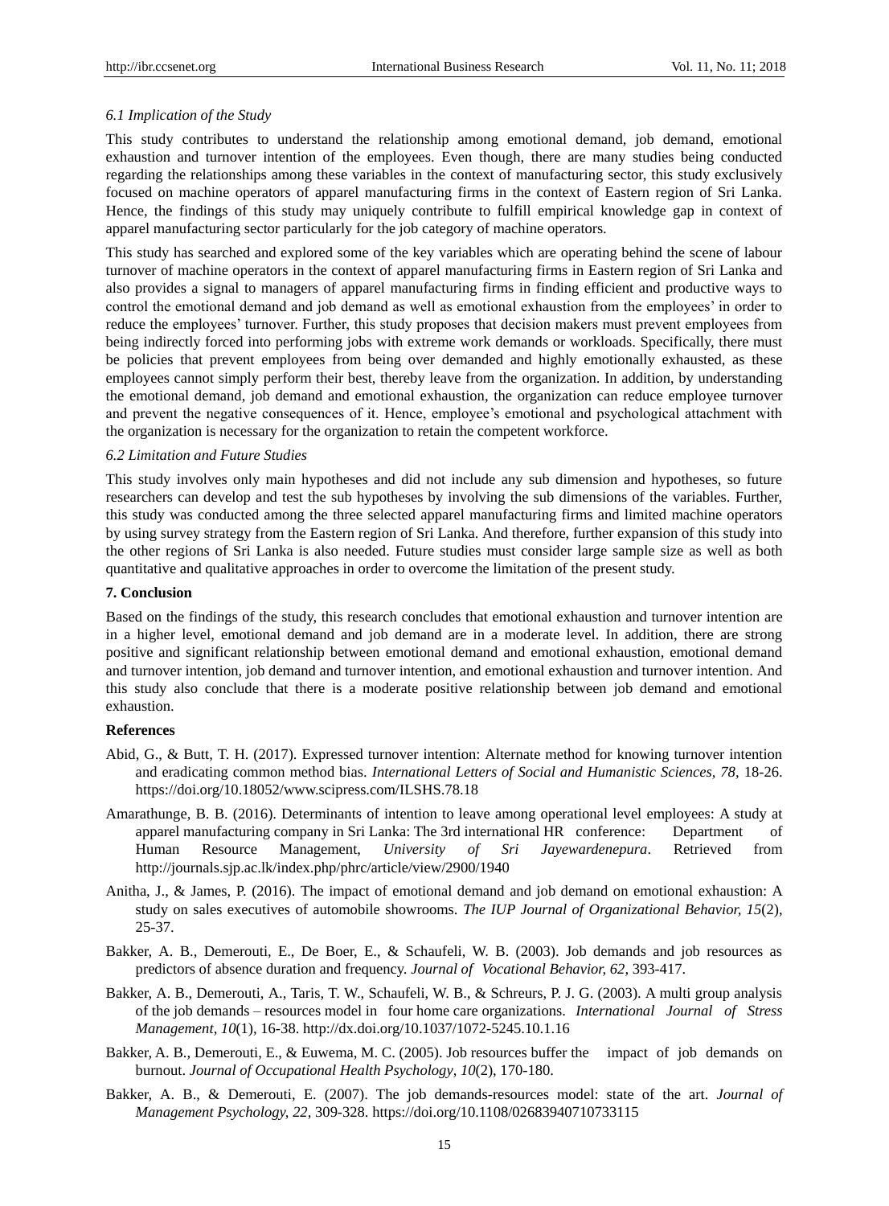### 6.1 Implication of the Study

This study contributes to understand the relationship among emotional demand, job demand, emotional exhaustion and turnover intention of the employees. Even though, there are many studies being conducted regarding the relationships among these variables in the context of manufacturing sector, this study exclusively focused on machine operators of apparel manufacturing firms in the context of Eastern region of Sri Lanka. Hence, the findings of this study may uniquely contribute to fulfill empirical knowledge gap in context of apparel manufacturing sector particularly for the job category of machine operators.

This study has searched and explored some of the key variables which are operating behind the scene of labour turnover of machine operators in the context of apparel manufacturing firms in Eastern region of Sri Lanka and also provides a signal to managers of apparel manufacturing firms in finding efficient and productive ways to control the emotional demand and job demand as well as emotional exhaustion from the employees' in order to reduce the employees' turnover. Further, this study proposes that decision makers must prevent employees from being indirectly forced into performing jobs with extreme work demands or workloads. Specifically, there must be policies that prevent employees from being over demanded and highly emotionally exhausted, as these employees cannot simply perform their best, thereby leave from the organization. In addition, by understanding the emotional demand, job demand and emotional exhaustion, the organization can reduce employee turnover and prevent the negative consequences of it. Hence, employee's emotional and psychological attachment with the organization is necessary for the organization to retain the competent workforce.

### 6.2 Limitation and Future Studies

This study involves only main hypotheses and did not include any sub dimension and hypotheses, so future researchers can develop and test the sub hypotheses by involving the sub dimensions of the variables. Further, this study was conducted among the three selected apparel manufacturing firms and limited machine operators by using survey strategy from the Eastern region of Sri Lanka. And therefore, further expansion of this study into the other regions of Sri Lanka is also needed. Future studies must consider large sample size as well as both quantitative and qualitative approaches in order to overcome the limitation of the present study.

## 7. Conclusion

Based on the findings of the study, this research concludes that emotional exhaustion and turnover intention are in a higher level, emotional demand and job demand are in a moderate level. In addition, there are strong positive and significant relationship between emotional demand and emotional exhaustion, emotional demand and turnover intention, job demand and turnover intention, and emotional exhaustion and turnover intention. And this study also conclude that there is a moderate positive relationship between job demand and emotional exhaustion.

## References

Abid, G., & Butt, T. H. (2017). Expressed turnover intention: Alternate method for knowing turnover intention and eradicating common method bias. *International Letters of Social and Humanistic Sciences, 78*, 18-26. https://doi.org/10.18052/www.scipress.com/ILSHS.78.18

Amarathunge, B. B. (2016). Determinants of intention to leave among operational level employees: A study at apparel manufacturing company in Sri Lanka: The 3rd international HR conference: Department of Human Resource Management, *University of Sri Jayewardenepura*. Retrieved from http://journals.sjp.ac.lk/index.php/phrc/article/view/2900/1940

Anitha, J., & James, P. (2016). The impact of emotional demand and job demand on emotional exhaustion: A study on sales executives of automobile showrooms. *The IUP Journal of Organizational Behavior, 15*(2), 25-37.

Bakker, A. B., Demerouti, E., De Boer, E., & Schaufeli, W. B. (2003). Job demands and job resources as predictors of absence duration and frequency. *Journal of Vocational Behavior, 62*, 393-417.

Bakker, A. B., Demerouti, A., Taris, T. W., Schaufeli, W. B., & Schreurs, P. J. G. (2003). A multi group analysis of the job demands – resources model in four home care organizations. *International Journal of Stress Management*, *10*(1), 16-38. http://dx.doi.org/10.1037/1072-5245.10.1.16

Bakker, A. B., Demerouti, E., & Euwema, M. C. (2005). Job resources buffer the impact of job demands on burnout. *Journal of Occupational Health Psychology*, *10*(2), 170-180.

Bakker, A. B., & Demerouti, E. (2007). The job demands-resources model: state of the art. *Journal of Management Psychology, 22*, 309-328. https://doi.org/10.1108/02683940710733115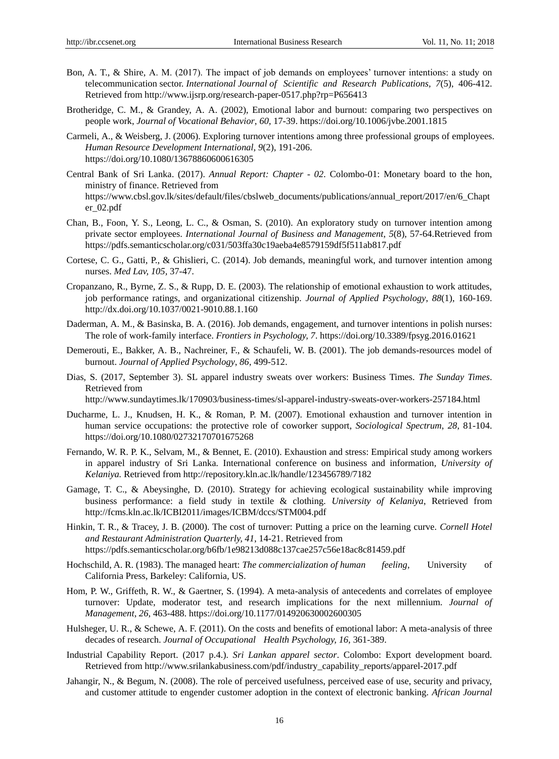Bon, A. T., & Shire, A. M. (2017). The impact of job demands on employees' turnover intentions: a study on telecommunication sector. *International Journal of Scientific and Research Publications, 7*(5), 406-412. Retrieved from http://www.ijsrp.org/research-paper-0517.php?rp=P656413

Brotheridge, C. M., & Grandey, A. A. (2002), Emotional labor and burnout: comparing two perspectives on people work, *Journal of Vocational Behavior, 60*, 17-39. https://doi.org/10.1006/jvbe.2001.1815

Carmeli, A., & Weisberg, J. (2006). Exploring turnover intentions among three professional groups of employees. *Human Resource Development International, 9*(2), 191-206. https://doi.org/10.1080/13678860600616305

Central Bank of Sri Lanka. (2017). *Annual Report: Chapter - 02*. Colombo-01: Monetary board to the hon, ministry of finance. Retrieved from https://www.cbsl.gov.lk/sites/default/files/cbslweb_documents/publications/annual_report/2017/en/6_Chapter_02.pdf

Chan, B., Foon, Y. S., Leong, L. C., & Osman, S. (2010). An exploratory study on turnover intention among private sector employees. *International Journal of Business and Management, 5*(8), 57-64.Retrieved from https://pdfs.semanticscholar.org/c031/503ffa30c19aeba4e8579159df5f511ab817.pdf

Cortese, C. G., Gatti, P., & Ghislieri, C. (2014). Job demands, meaningful work, and turnover intention among nurses. *Med Lav, 105*, 37-47.

Cropanzano, R., Byrne, Z. S., & Rupp, D. E. (2003). The relationship of emotional exhaustion to work attitudes, job performance ratings, and organizational citizenship. *Journal of Applied Psychology, 88*(1), 160-169. http://dx.doi.org/10.1037/0021-9010.88.1.160

Daderman, A. M., & Basinska, B. A. (2016). Job demands, engagement, and turnover intentions in polish nurses: The role of work-family interface. *Frontiers in Psychology, 7*. https://doi.org/10.3389/fpsyg.2016.01621

Demerouti, E., Bakker, A. B., Nachreiner, F., & Schaufeli, W. B. (2001). The job demands-resources model of burnout. *Journal of Applied Psychology, 86*, 499-512.

Dias, S. (2017, September 3). SL apparel industry sweats over workers: Business Times. *The Sunday Times*. Retrieved from http://www.sundaytimes.lk/170903/business-times/sl-apparel-industry-sweats-over-workers-257184.html

Ducharme, L. J., Knudsen, H. K., & Roman, P. M. (2007). Emotional exhaustion and turnover intention in human service occupations: the protective role of coworker support, *Sociological Spectrum, 28*, 81-104. https://doi.org/10.1080/02732170701675268

Fernando, W. R. P. K., Selvam, M., & Bennet, E. (2010). Exhaustion and stress: Empirical study among workers in apparel industry of Sri Lanka. International conference on business and information, *University of Kelaniya.* Retrieved from http://repository.kln.ac.lk/handle/123456789/7182

Gamage, T. C., & Abeysinghe, D. (2010). Strategy for achieving ecological sustainability while improving business performance: a field study in textile & clothing. *University of Kelaniya*, Retrieved from http://fcms.kln.ac.lk/ICBI2011/images/ICBM/dccs/STM004.pdf

Hinkin, T. R., & Tracey, J. B. (2000). The cost of turnover: Putting a price on the learning curve. *Cornell Hotel and Restaurant Administration Quarterly, 41*, 14-21. Retrieved from https://pdfs.semanticscholar.org/b6fb/1e98213d088c137cae257c56e18ac8c81459.pdf

Hochschild, A. R. (1983). The managed heart: *The commercialization of human feeling,* University of California Press, Barkeley: California, US.

Hom, P. W., Griffeth, R. W., & Gaertner, S. (1994). A meta-analysis of antecedents and correlates of employee turnover: Update, moderator test, and research implications for the next millennium. *Journal of Management, 26*, 463-488. https://doi.org/10.1177/014920630002600305

Hulsheger, U. R., & Schewe, A. F. (2011). On the costs and benefits of emotional labor: A meta-analysis of three decades of research. *Journal of Occupational Health Psychology, 16*, 361-389.

Industrial Capability Report. (2017 p.4.). *Sri Lankan apparel sector*. Colombo: Export development board. Retrieved from http://www.srilankabusiness.com/pdf/industry_capability_reports/apparel-2017.pdf

Jahangir, N., & Begum, N. (2008). The role of perceived usefulness, perceived ease of use, security and privacy, and customer attitude to engender customer adoption in the context of electronic banking. *African Journal*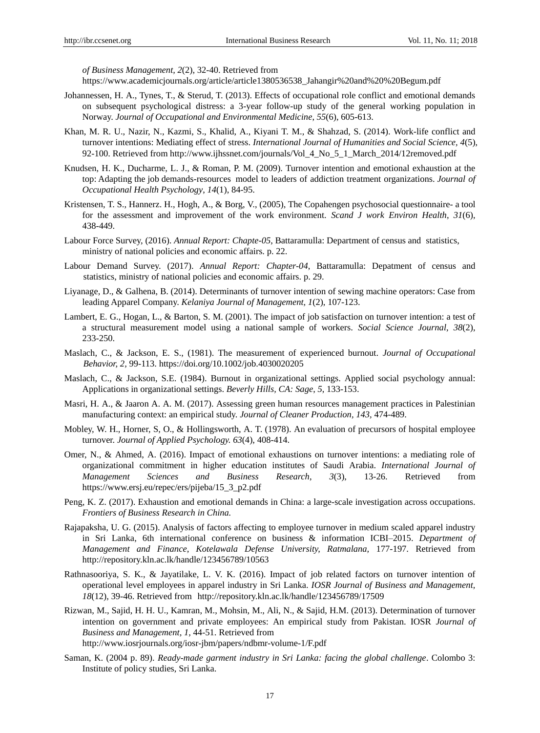*of Business Management, 2*(2), 32-40. Retrieved from https://www.academicjournals.org/article/article1380536538_Jahangir%20and%20%20Begum.pdf

Johannessen, H. A., Tynes, T., & Sterud, T. (2013). Effects of occupational role conflict and emotional demands on subsequent psychological distress: a 3-year follow-up study of the general working population in Norway. *Journal of Occupational and Environmental Medicine*, *55*(6), 605-613.

Khan, M. R. U., Nazir, N., Kazmi, S., Khalid, A., Kiyani T. M., & Shahzad, S. (2014). Work-life conflict and turnover intentions: Mediating effect of stress. *International Journal of Humanities and Social Science, 4*(5), 92-100. Retrieved from http://www.ijhssnet.com/journals/Vol_4_No_5_1_March_2014/12removed.pdf

Knudsen, H. K., Ducharme, L. J., & Roman, P. M. (2009). Turnover intention and emotional exhaustion at the top: Adapting the job demands-resources model to leaders of addiction treatment organizations. *Journal of Occupational Health Psychology*, *14*(1), 84-95.

Kristensen, T. S., Hannerz. H., Hogh, A., & Borg, V., (2005), The Copahengen psychosocial questionnaire- a tool for the assessment and improvement of the work environment. *Scand J work Environ Health*, *31*(6), 438-449.

Labour Force Survey, (2016). *Annual Report: Chapte-05,* Battaramulla: Department of census and statistics, ministry of national policies and economic affairs. p. 22.

Labour Demand Survey. (2017). *Annual Report: Chapter-04*, Battaramulla: Depatment of census and statistics, ministry of national policies and economic affairs. p. 29.

Liyanage, D., & Galhena, B. (2014). Determinants of turnover intention of sewing machine operators: Case from leading Apparel Company. *Kelaniya Journal of Management, 1*(2), 107-123.

Lambert, E. G., Hogan, L., & Barton, S. M. (2001). The impact of job satisfaction on turnover intention: a test of a structural measurement model using a national sample of workers. *Social Science Journal*, *38*(2), 233-250.

Maslach, C., & Jackson, E. S., (1981). The measurement of experienced burnout. *Journal of Occupational Behavior, 2,* 99-113. https://doi.org/10.1002/job.4030020205

Maslach, C., & Jackson, S.E. (1984). Burnout in organizational settings. Applied social psychology annual: Applications in organizational settings. *Beverly Hills, CA: Sage*, *5*, 133-153.

Masri, H. A., & Jaaron A. A. M. (2017). Assessing green human resources management practices in Palestinian manufacturing context: an empirical study. *Journal of Cleaner Production, 143*, 474-489.

Mobley, W. H., Horner, S, O., & Hollingsworth, A. T. (1978). An evaluation of precursors of hospital employee turnover. *Journal of Applied Psychology. 63*(4), 408-414.

Omer, N., & Ahmed, A. (2016). Impact of emotional exhaustions on turnover intentions: a mediating role of organizational commitment in higher education institutes of Saudi Arabia. *International Journal of Management Sciences and Business Research*, *3*(3), 13-26. Retrieved from https://www.ersj.eu/repec/ers/pijeba/15_3_p2.pdf

Peng, K. Z. (2017). Exhaustion and emotional demands in China: a large-scale investigation across occupations. *Frontiers of Business Research in China.*

Rajapaksha, U. G. (2015). Analysis of factors affecting to employee turnover in medium scaled apparel industry in Sri Lanka, 6th international conference on business & information ICBI–2015. *Department of Management and Finance, Kotelawala Defense University, Ratmalana,* 177-197. Retrieved from http://repository.kln.ac.lk/handle/123456789/10563

Rathnasooriya, S. K., & Jayatilake, L. V. K. (2016). Impact of job related factors on turnover intention of operational level employees in apparel industry in Sri Lanka. *IOSR Journal of Business and Management, 18*(12), 39-46. Retrieved from http://repository.kln.ac.lk/handle/123456789/17509

Rizwan, M., Sajid, H. H. U., Kamran, M., Mohsin, M., Ali, N., & Sajid, H.M. (2013). Determination of turnover intention on government and private employees: An empirical study from Pakistan. IOSR *Journal of Business and Management, 1,* 44-51. Retrieved from http://www.iosrjournals.org/iosr-jbm/papers/ndbmr-volume-1/F.pdf

Saman, K. (2004 p. 89). *Ready-made garment industry in Sri Lanka: facing the global challenge*. Colombo 3: Institute of policy studies, Sri Lanka.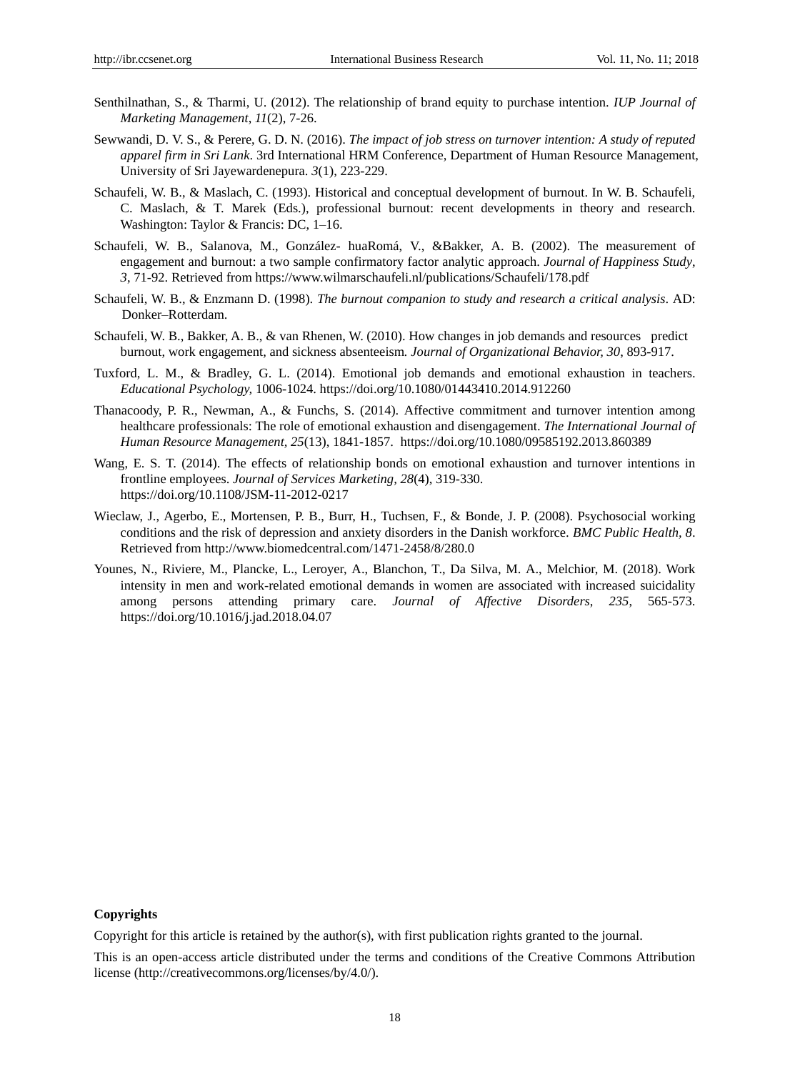Senthilnathan, S., & Tharmi, U. (2012). The relationship of brand equity to purchase intention. *IUP Journal of Marketing Management*, *11*(2), 7-26.

Sewwandi, D. V. S., & Perere, G. D. N. (2016). *The impact of job stress on turnover intention: A study of reputed apparel firm in Sri Lank*. 3rd International HRM Conference, Department of Human Resource Management, University of Sri Jayewardenepura. *3*(1), 223-229.

Schaufeli, W. B., & Maslach, C. (1993). Historical and conceptual development of burnout. In W. B. Schaufeli, C. Maslach, & T. Marek (Eds.), professional burnout: recent developments in theory and research. Washington: Taylor & Francis: DC, 1–16.

Schaufeli, W. B., Salanova, M., González- huaRomá, V., &Bakker, A. B. (2002). The measurement of engagement and burnout: a two sample confirmatory factor analytic approach. *Journal of Happiness Study*, *3*, 71-92. Retrieved from https://www.wilmarschaufeli.nl/publications/Schaufeli/178.pdf

Schaufeli, W. B., & Enzmann D. (1998). *The burnout companion to study and research a critical analysis*. AD: Donker–Rotterdam.

Schaufeli, W. B., Bakker, A. B., & van Rhenen, W. (2010). How changes in job demands and resources predict burnout, work engagement, and sickness absenteeism. *Journal of Organizational Behavior, 30*, 893-917.

Tuxford, L. M., & Bradley, G. L. (2014). Emotional job demands and emotional exhaustion in teachers. *Educational Psychology,* 1006-1024. https://doi.org/10.1080/01443410.2014.912260

Thanacoody, P. R., Newman, A., & Funchs, S. (2014). Affective commitment and turnover intention among healthcare professionals: The role of emotional exhaustion and disengagement. *The International Journal of Human Resource Management*, *25*(13), 1841-1857. https://doi.org/10.1080/09585192.2013.860389

Wang, E. S. T. (2014). The effects of relationship bonds on emotional exhaustion and turnover intentions in frontline employees. *Journal of Services Marketing, 28*(4), 319-330. https://doi.org/10.1108/JSM-11-2012-0217

Wieclaw, J., Agerbo, E., Mortensen, P. B., Burr, H., Tuchsen, F., & Bonde, J. P. (2008). Psychosocial working conditions and the risk of depression and anxiety disorders in the Danish workforce. *BMC Public Health, 8*. Retrieved from http://www.biomedcentral.com/1471-2458/8/280.0

Younes, N., Riviere, M., Plancke, L., Leroyer, A., Blanchon, T., Da Silva, M. A., Melchior, M. (2018). Work intensity in men and work-related emotional demands in women are associated with increased suicidality among persons attending primary care. *Journal of Affective Disorders, 235*, 565-573. https://doi.org/10.1016/j.jad.2018.04.07

**Copyrights**

Copyright for this article is retained by the author(s), with first publication rights granted to the journal.

This is an open-access article distributed under the terms and conditions of the Creative Commons Attribution license (http://creativecommons.org/licenses/by/4.0/).